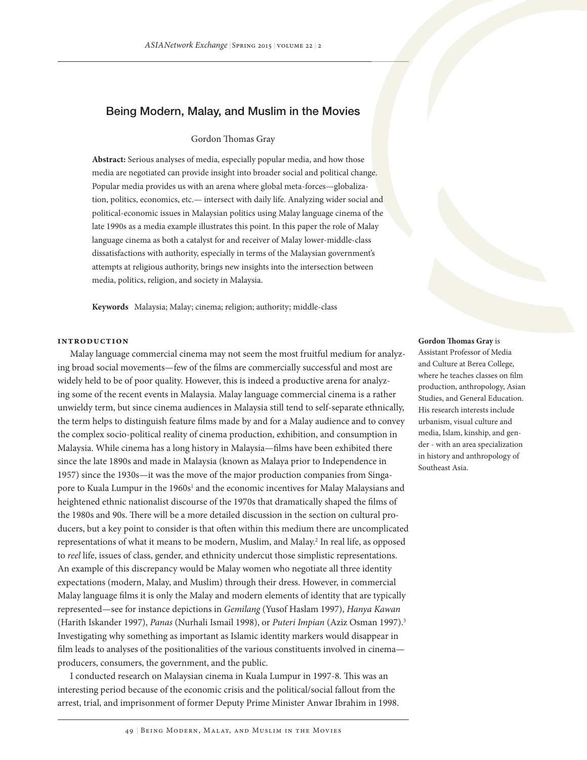# Being Modern, Malay, and Muslim in the Movies

Gordon Thomas Gray

**Abstract:** Serious analyses of media, especially popular media, and how those media are negotiated can provide insight into broader social and political change. Popular media provides us with an arena where global meta-forces—globalization, politics, economics, etc.— intersect with daily life. Analyzing wider social and political-economic issues in Malaysian politics using Malay language cinema of the late 1990s as a media example illustrates this point. In this paper the role of Malay language cinema as both a catalyst for and receiver of Malay lower-middle-class dissatisfactions with authority, especially in terms of the Malaysian government's attempts at religious authority, brings new insights into the intersection between media, politics, religion, and society in Malaysia.

**Keywords** Malaysia; Malay; cinema; religion; authority; middle-class

**Gordon Thomas Gray** is Assistant Professor of Media and Culture at Berea College, where he teaches classes on film production, anthropology, Asian Studies, and General Education. His research interests include urbanism, visual culture and media, Islam, kinship, and gender - with an area specialization in history and anthropology of Southeast Asia.

## Introduction

Malay language commercial cinema may not seem the most fruitful medium for analyzing broad social movements—few of the films are commercially successful and most are widely held to be of poor quality. However, this is indeed a productive arena for analyzing some of the recent events in Malaysia. Malay language commercial cinema is a rather unwieldy term, but since cinema audiences in Malaysia still tend to self-separate ethnically, the term helps to distinguish feature films made by and for a Malay audience and to convey the complex socio-political reality of cinema production, exhibition, and consumption in Malaysia. While cinema has a long history in Malaysia—films have been exhibited there since the late 1890s and made in Malaysia (known as Malaya prior to Independence in 1957) since the 1930s—it was the move of the major production companies from Singapore to Kuala Lumpur in the 1960s[1] and the economic incentives for Malay Malaysians and heightened ethnic nationalist discourse of the 1970s that dramatically shaped the films of the 1980s and 90s. There will be a more detailed discussion in the section on cultural producers, but a key point to consider is that often within this medium there are uncomplicated representations of what it means to be modern, Muslim, and Malay.[2] In real life, as opposed to *reel* life, issues of class, gender, and ethnicity undercut those simplistic representations. An example of this discrepancy would be Malay women who negotiate all three identity expectations (modern, Malay, and Muslim) through their dress. However, in commercial Malay language films it is only the Malay and modern elements of identity that are typically represented—see for instance depictions in *Gemilang* (Yusof Haslam 1997), *Hanya Kawan* (Harith Iskander 1997), *Panas* (Nurhali Ismail 1998), or *Puteri Impian* (Aziz Osman 1997).[3] Investigating why something as important as Islamic identity markers would disappear in film leads to analyses of the positionalities of the various constituents involved in cinema—producers, consumers, the government, and the public.

I conducted research on Malaysian cinema in Kuala Lumpur in 1997-8. This was an interesting period because of the economic crisis and the political/social fallout from the arrest, trial, and imprisonment of former Deputy Prime Minister Anwar Ibrahim in 1998.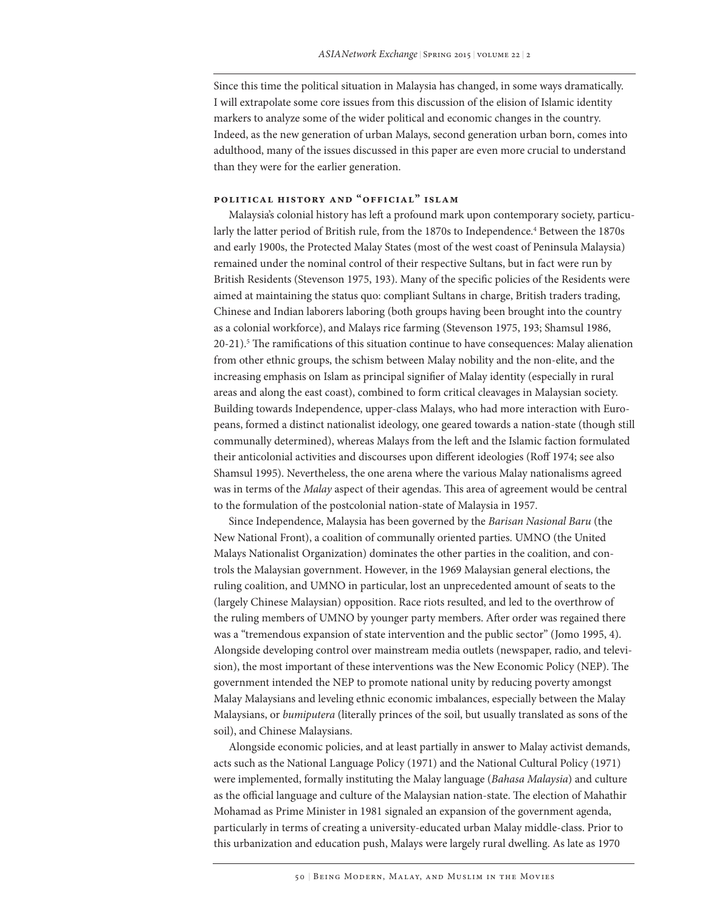Since this time the political situation in Malaysia has changed, in some ways dramatically. I will extrapolate some core issues from this discussion of the elision of Islamic identity markers to analyze some of the wider political and economic changes in the country. Indeed, as the new generation of urban Malays, second generation urban born, comes into adulthood, many of the issues discussed in this paper are even more crucial to understand than they were for the earlier generation.

## Political History and "Official" Islam

Malaysia's colonial history has left a profound mark upon contemporary society, particularly the latter period of British rule, from the 1870s to Independence.[4] Between the 1870s and early 1900s, the Protected Malay States (most of the west coast of Peninsula Malaysia) remained under the nominal control of their respective Sultans, but in fact were run by British Residents (Stevenson 1975, 193). Many of the specific policies of the Residents were aimed at maintaining the status quo: compliant Sultans in charge, British traders trading, Chinese and Indian laborers laboring (both groups having been brought into the country as a colonial workforce), and Malays rice farming (Stevenson 1975, 193; Shamsul 1986, 20-21).[5] The ramifications of this situation continue to have consequences: Malay alienation from other ethnic groups, the schism between Malay nobility and the non-elite, and the increasing emphasis on Islam as principal signifier of Malay identity (especially in rural areas and along the east coast), combined to form critical cleavages in Malaysian society. Building towards Independence, upper-class Malays, who had more interaction with Europeans, formed a distinct nationalist ideology, one geared towards a nation-state (though still communally determined), whereas Malays from the left and the Islamic faction formulated their anticolonial activities and discourses upon different ideologies (Roff 1974; see also Shamsul 1995). Nevertheless, the one arena where the various Malay nationalisms agreed was in terms of the *Malay* aspect of their agendas. This area of agreement would be central to the formulation of the postcolonial nation-state of Malaysia in 1957.

Since Independence, Malaysia has been governed by the *Barisan Nasional Baru* (the New National Front), a coalition of communally oriented parties. UMNO (the United Malays Nationalist Organization) dominates the other parties in the coalition, and controls the Malaysian government. However, in the 1969 Malaysian general elections, the ruling coalition, and UMNO in particular, lost an unprecedented amount of seats to the (largely Chinese Malaysian) opposition. Race riots resulted, and led to the overthrow of the ruling members of UMNO by younger party members. After order was regained there was a "tremendous expansion of state intervention and the public sector" (Jomo 1995, 4). Alongside developing control over mainstream media outlets (newspaper, radio, and television), the most important of these interventions was the New Economic Policy (NEP). The government intended the NEP to promote national unity by reducing poverty amongst Malay Malaysians and leveling ethnic economic imbalances, especially between the Malay Malaysians, or *bumiputera* (literally princes of the soil, but usually translated as sons of the soil), and Chinese Malaysians.

Alongside economic policies, and at least partially in answer to Malay activist demands, acts such as the National Language Policy (1971) and the National Cultural Policy (1971) were implemented, formally instituting the Malay language (*Bahasa Malaysia*) and culture as the official language and culture of the Malaysian nation-state. The election of Mahathir Mohamad as Prime Minister in 1981 signaled an expansion of the government agenda, particularly in terms of creating a university-educated urban Malay middle-class. Prior to this urbanization and education push, Malays were largely rural dwelling. As late as 1970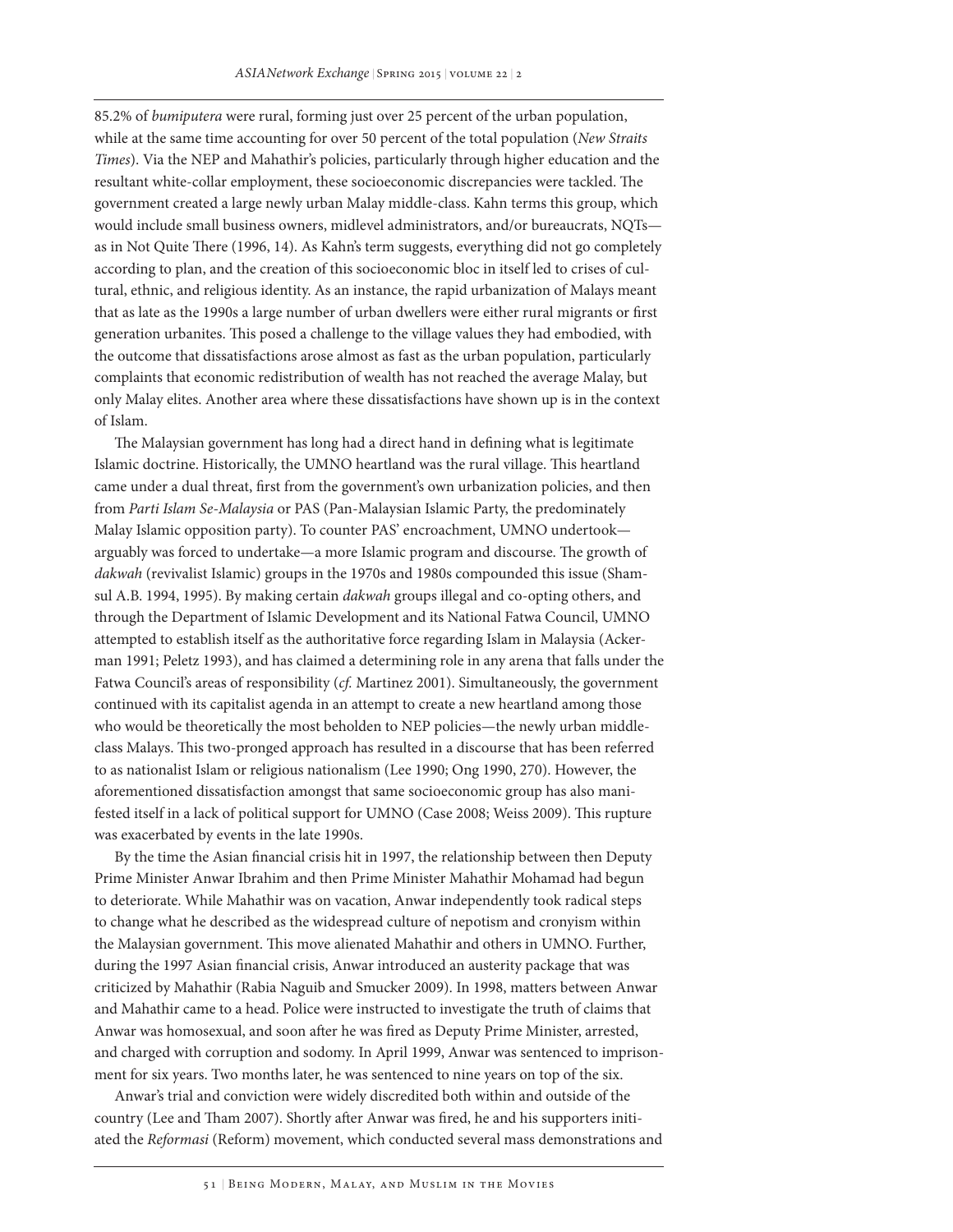85.2% of *bumiputera* were rural, forming just over 25 percent of the urban population, while at the same time accounting for over 50 percent of the total population (*New Straits Times*). Via the NEP and Mahathir's policies, particularly through higher education and the resultant white-collar employment, these socioeconomic discrepancies were tackled. The government created a large newly urban Malay middle-class. Kahn terms this group, which would include small business owners, midlevel administrators, and/or bureaucrats, NQTs—as in Not Quite There (1996, 14). As Kahn's term suggests, everything did not go completely according to plan, and the creation of this socioeconomic bloc in itself led to crises of cultural, ethnic, and religious identity. As an instance, the rapid urbanization of Malays meant that as late as the 1990s a large number of urban dwellers were either rural migrants or first generation urbanites. This posed a challenge to the village values they had embodied, with the outcome that dissatisfactions arose almost as fast as the urban population, particularly complaints that economic redistribution of wealth has not reached the average Malay, but only Malay elites. Another area where these dissatisfactions have shown up is in the context of Islam.

The Malaysian government has long had a direct hand in defining what is legitimate Islamic doctrine. Historically, the UMNO heartland was the rural village. This heartland came under a dual threat, first from the government's own urbanization policies, and then from *Parti Islam Se-Malaysia* or PAS (Pan-Malaysian Islamic Party, the predominately Malay Islamic opposition party). To counter PAS' encroachment, UMNO undertook—arguably was forced to undertake—a more Islamic program and discourse. The growth of *dakwah* (revivalist Islamic) groups in the 1970s and 1980s compounded this issue (Shamsul A.B. 1994, 1995). By making certain *dakwah* groups illegal and co-opting others, and through the Department of Islamic Development and its National Fatwa Council, UMNO attempted to establish itself as the authoritative force regarding Islam in Malaysia (Ackerman 1991; Peletz 1993), and has claimed a determining role in any arena that falls under the Fatwa Council's areas of responsibility (*cf.* Martinez 2001). Simultaneously, the government continued with its capitalist agenda in an attempt to create a new heartland among those who would be theoretically the most beholden to NEP policies—the newly urban middle-class Malays. This two-pronged approach has resulted in a discourse that has been referred to as nationalist Islam or religious nationalism (Lee 1990; Ong 1990, 270). However, the aforementioned dissatisfaction amongst that same socioeconomic group has also manifested itself in a lack of political support for UMNO (Case 2008; Weiss 2009). This rupture was exacerbated by events in the late 1990s.

By the time the Asian financial crisis hit in 1997, the relationship between then Deputy Prime Minister Anwar Ibrahim and then Prime Minister Mahathir Mohamad had begun to deteriorate. While Mahathir was on vacation, Anwar independently took radical steps to change what he described as the widespread culture of nepotism and cronyism within the Malaysian government. This move alienated Mahathir and others in UMNO. Further, during the 1997 Asian financial crisis, Anwar introduced an austerity package that was criticized by Mahathir (Rabia Naguib and Smucker 2009). In 1998, matters between Anwar and Mahathir came to a head. Police were instructed to investigate the truth of claims that Anwar was homosexual, and soon after he was fired as Deputy Prime Minister, arrested, and charged with corruption and sodomy. In April 1999, Anwar was sentenced to imprisonment for six years. Two months later, he was sentenced to nine years on top of the six.

Anwar's trial and conviction were widely discredited both within and outside of the country (Lee and Tham 2007). Shortly after Anwar was fired, he and his supporters initiated the *Reformasi* (Reform) movement, which conducted several mass demonstrations and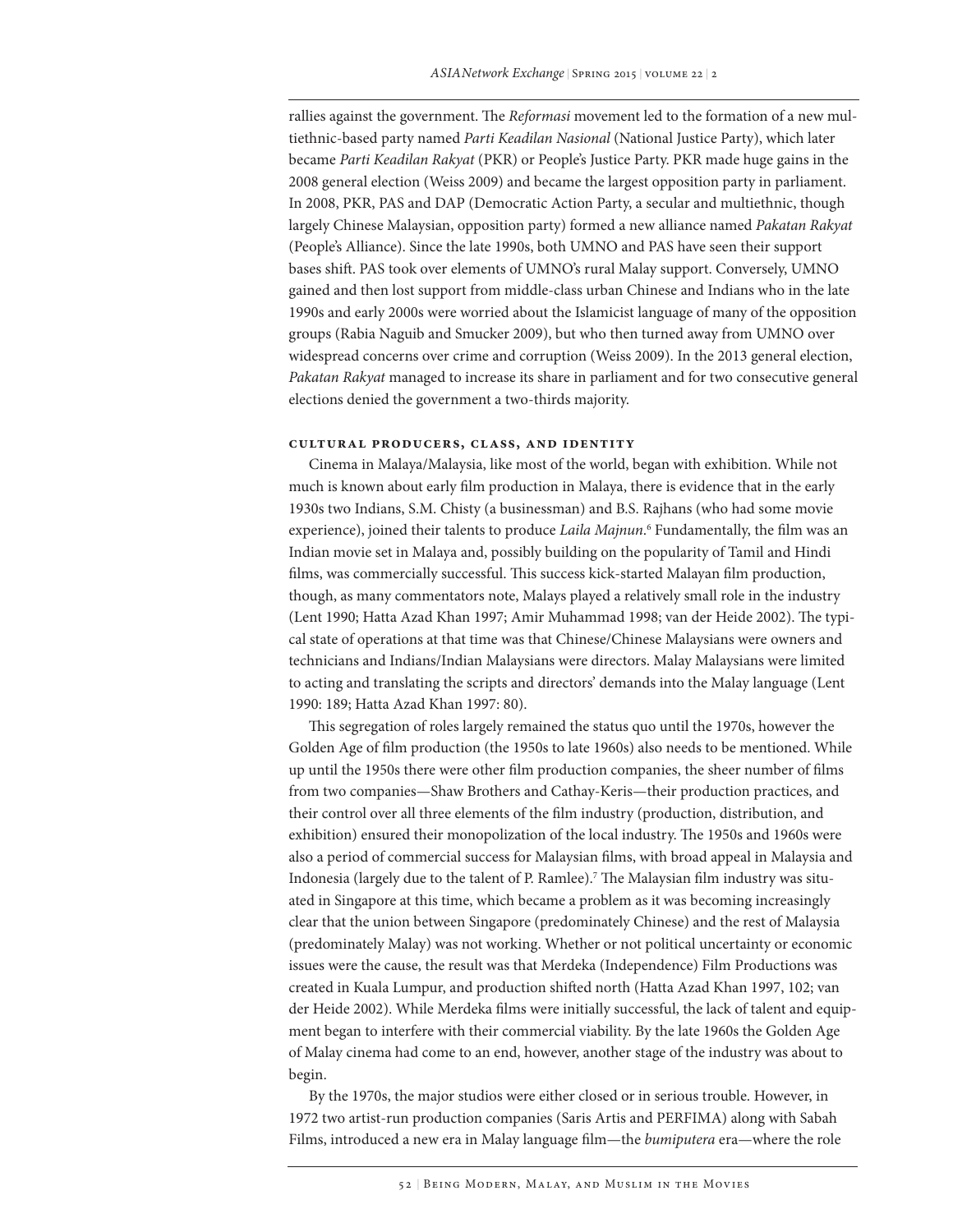rallies against the government. The *Reformasi* movement led to the formation of a new multiethnic-based party named *Parti Keadilan Nasional* (National Justice Party), which later became *Parti Keadilan Rakyat* (PKR) or People's Justice Party. PKR made huge gains in the 2008 general election (Weiss 2009) and became the largest opposition party in parliament. In 2008, PKR, PAS and DAP (Democratic Action Party, a secular and multiethnic, though largely Chinese Malaysian, opposition party) formed a new alliance named *Pakatan Rakyat* (People's Alliance). Since the late 1990s, both UMNO and PAS have seen their support bases shift. PAS took over elements of UMNO's rural Malay support. Conversely, UMNO gained and then lost support from middle-class urban Chinese and Indians who in the late 1990s and early 2000s were worried about the Islamicist language of many of the opposition groups (Rabia Naguib and Smucker 2009), but who then turned away from UMNO over widespread concerns over crime and corruption (Weiss 2009). In the 2013 general election, *Pakatan Rakyat* managed to increase its share in parliament and for two consecutive general elections denied the government a two-thirds majority.

### Cultural Producers, Class, and Identity

Cinema in Malaya/Malaysia, like most of the world, began with exhibition. While not much is known about early film production in Malaya, there is evidence that in the early 1930s two Indians, S.M. Chisty (a businessman) and B.S. Rajhans (who had some movie experience), joined their talents to produce *Laila Majnun*.[6] Fundamentally, the film was an Indian movie set in Malaya and, possibly building on the popularity of Tamil and Hindi films, was commercially successful. This success kick-started Malayan film production, though, as many commentators note, Malays played a relatively small role in the industry (Lent 1990; Hatta Azad Khan 1997; Amir Muhammad 1998; van der Heide 2002). The typical state of operations at that time was that Chinese/Chinese Malaysians were owners and technicians and Indians/Indian Malaysians were directors. Malay Malaysians were limited to acting and translating the scripts and directors' demands into the Malay language (Lent 1990: 189; Hatta Azad Khan 1997: 80).

This segregation of roles largely remained the status quo until the 1970s, however the Golden Age of film production (the 1950s to late 1960s) also needs to be mentioned. While up until the 1950s there were other film production companies, the sheer number of films from two companies—Shaw Brothers and Cathay-Keris—their production practices, and their control over all three elements of the film industry (production, distribution, and exhibition) ensured their monopolization of the local industry. The 1950s and 1960s were also a period of commercial success for Malaysian films, with broad appeal in Malaysia and Indonesia (largely due to the talent of P. Ramlee).[7] The Malaysian film industry was situated in Singapore at this time, which became a problem as it was becoming increasingly clear that the union between Singapore (predominately Chinese) and the rest of Malaysia (predominately Malay) was not working. Whether or not political uncertainty or economic issues were the cause, the result was that Merdeka (Independence) Film Productions was created in Kuala Lumpur, and production shifted north (Hatta Azad Khan 1997, 102; van der Heide 2002). While Merdeka films were initially successful, the lack of talent and equipment began to interfere with their commercial viability. By the late 1960s the Golden Age of Malay cinema had come to an end, however, another stage of the industry was about to begin.

By the 1970s, the major studios were either closed or in serious trouble. However, in 1972 two artist-run production companies (Saris Artis and PERFIMA) along with Sabah Films, introduced a new era in Malay language film—the *bumiputera* era—where the role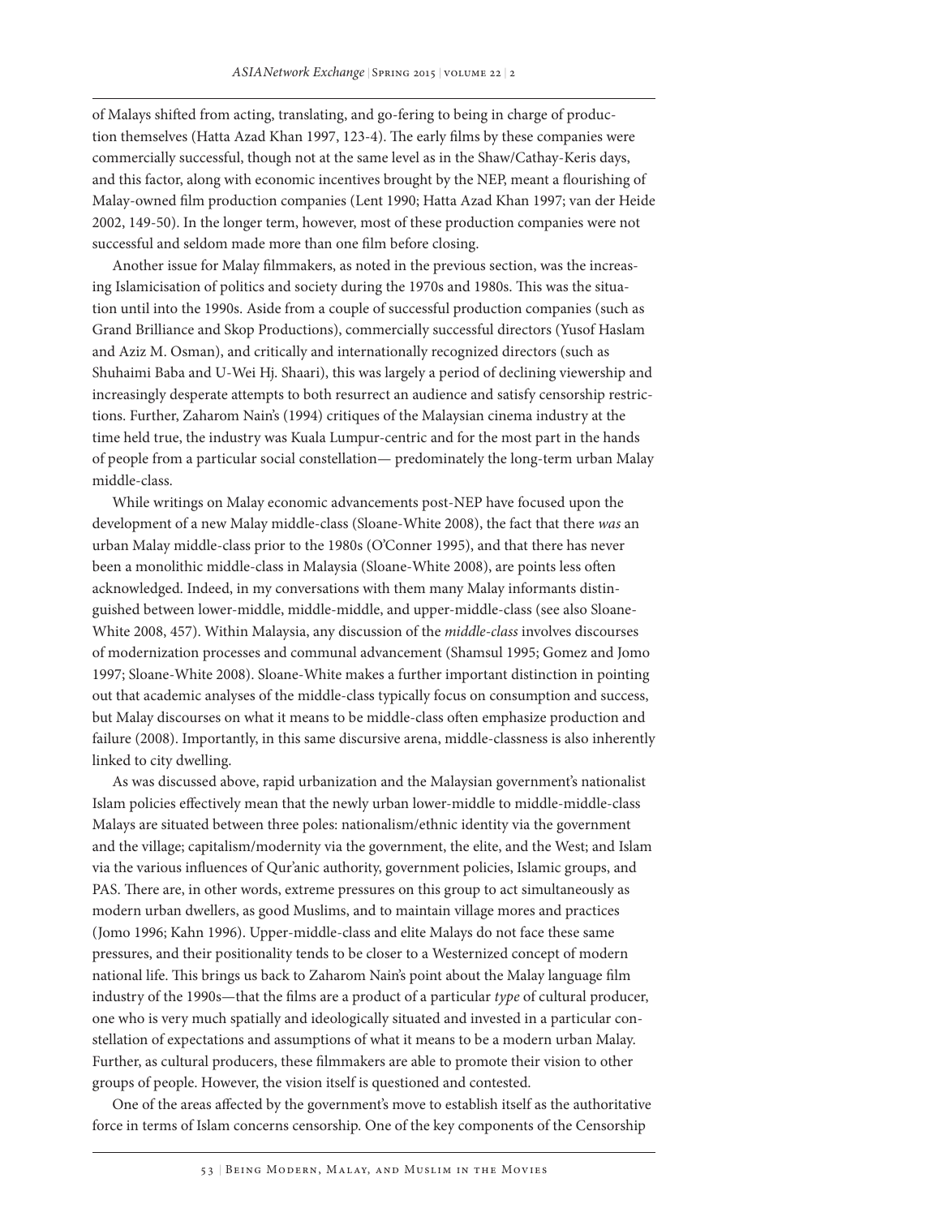of Malays shifted from acting, translating, and go-fering to being in charge of production themselves (Hatta Azad Khan 1997, 123-4). The early films by these companies were commercially successful, though not at the same level as in the Shaw/Cathay-Keris days, and this factor, along with economic incentives brought by the NEP, meant a flourishing of Malay-owned film production companies (Lent 1990; Hatta Azad Khan 1997; van der Heide 2002, 149-50). In the longer term, however, most of these production companies were not successful and seldom made more than one film before closing.

Another issue for Malay filmmakers, as noted in the previous section, was the increasing Islamicisation of politics and society during the 1970s and 1980s. This was the situation until into the 1990s. Aside from a couple of successful production companies (such as Grand Brilliance and Skop Productions), commercially successful directors (Yusof Haslam and Aziz M. Osman), and critically and internationally recognized directors (such as Shuhaimi Baba and U-Wei Hj. Shaari), this was largely a period of declining viewership and increasingly desperate attempts to both resurrect an audience and satisfy censorship restrictions. Further, Zaharom Nain's (1994) critiques of the Malaysian cinema industry at the time held true, the industry was Kuala Lumpur-centric and for the most part in the hands of people from a particular social constellation— predominately the long-term urban Malay middle-class.

While writings on Malay economic advancements post-NEP have focused upon the development of a new Malay middle-class (Sloane-White 2008), the fact that there *was* an urban Malay middle-class prior to the 1980s (O'Conner 1995), and that there has never been a monolithic middle-class in Malaysia (Sloane-White 2008), are points less often acknowledged. Indeed, in my conversations with them many Malay informants distinguished between lower-middle, middle-middle, and upper-middle-class (see also Sloane-White 2008, 457). Within Malaysia, any discussion of the *middle-class* involves discourses of modernization processes and communal advancement (Shamsul 1995; Gomez and Jomo 1997; Sloane-White 2008). Sloane-White makes a further important distinction in pointing out that academic analyses of the middle-class typically focus on consumption and success, but Malay discourses on what it means to be middle-class often emphasize production and failure (2008). Importantly, in this same discursive arena, middle-classness is also inherently linked to city dwelling.

As was discussed above, rapid urbanization and the Malaysian government's nationalist Islam policies effectively mean that the newly urban lower-middle to middle-middle-class Malays are situated between three poles: nationalism/ethnic identity via the government and the village; capitalism/modernity via the government, the elite, and the West; and Islam via the various influences of Qur'anic authority, government policies, Islamic groups, and PAS. There are, in other words, extreme pressures on this group to act simultaneously as modern urban dwellers, as good Muslims, and to maintain village mores and practices (Jomo 1996; Kahn 1996). Upper-middle-class and elite Malays do not face these same pressures, and their positionality tends to be closer to a Westernized concept of modern national life. This brings us back to Zaharom Nain's point about the Malay language film industry of the 1990s—that the films are a product of a particular *type* of cultural producer, one who is very much spatially and ideologically situated and invested in a particular constellation of expectations and assumptions of what it means to be a modern urban Malay. Further, as cultural producers, these filmmakers are able to promote their vision to other groups of people. However, the vision itself is questioned and contested.

One of the areas affected by the government's move to establish itself as the authoritative force in terms of Islam concerns censorship. One of the key components of the Censorship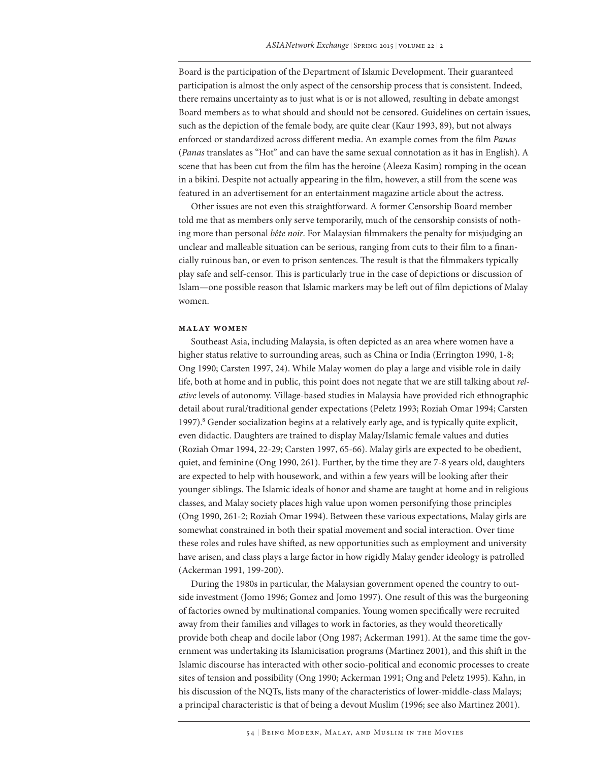Board is the participation of the Department of Islamic Development. Their guaranteed participation is almost the only aspect of the censorship process that is consistent. Indeed, there remains uncertainty as to just what is or is not allowed, resulting in debate amongst Board members as to what should and should not be censored. Guidelines on certain issues, such as the depiction of the female body, are quite clear (Kaur 1993, 89), but not always enforced or standardized across different media. An example comes from the film *Panas* (*Panas* translates as "Hot" and can have the same sexual connotation as it has in English). A scene that has been cut from the film has the heroine (Aleeza Kasim) romping in the ocean in a bikini. Despite not actually appearing in the film, however, a still from the scene was featured in an advertisement for an entertainment magazine article about the actress.

Other issues are not even this straightforward. A former Censorship Board member told me that as members only serve temporarily, much of the censorship consists of nothing more than personal *bête noir*. For Malaysian filmmakers the penalty for misjudging an unclear and malleable situation can be serious, ranging from cuts to their film to a financially ruinous ban, or even to prison sentences. The result is that the filmmakers typically play safe and self-censor. This is particularly true in the case of depictions or discussion of Islam—one possible reason that Islamic markers may be left out of film depictions of Malay women.

## Malay Women

Southeast Asia, including Malaysia, is often depicted as an area where women have a higher status relative to surrounding areas, such as China or India (Errington 1990, 1-8; Ong 1990; Carsten 1997, 24). While Malay women do play a large and visible role in daily life, both at home and in public, this point does not negate that we are still talking about *relative* levels of autonomy. Village-based studies in Malaysia have provided rich ethnographic detail about rural/traditional gender expectations (Peletz 1993; Roziah Omar 1994; Carsten 1997).[8] Gender socialization begins at a relatively early age, and is typically quite explicit, even didactic. Daughters are trained to display Malay/Islamic female values and duties (Roziah Omar 1994, 22-29; Carsten 1997, 65-66). Malay girls are expected to be obedient, quiet, and feminine (Ong 1990, 261). Further, by the time they are 7-8 years old, daughters are expected to help with housework, and within a few years will be looking after their younger siblings. The Islamic ideals of honor and shame are taught at home and in religious classes, and Malay society places high value upon women personifying those principles (Ong 1990, 261-2; Roziah Omar 1994). Between these various expectations, Malay girls are somewhat constrained in both their spatial movement and social interaction. Over time these roles and rules have shifted, as new opportunities such as employment and university have arisen, and class plays a large factor in how rigidly Malay gender ideology is patrolled (Ackerman 1991, 199-200).

During the 1980s in particular, the Malaysian government opened the country to outside investment (Jomo 1996; Gomez and Jomo 1997). One result of this was the burgeoning of factories owned by multinational companies. Young women specifically were recruited away from their families and villages to work in factories, as they would theoretically provide both cheap and docile labor (Ong 1987; Ackerman 1991). At the same time the government was undertaking its Islamicisation programs (Martinez 2001), and this shift in the Islamic discourse has interacted with other socio-political and economic processes to create sites of tension and possibility (Ong 1990; Ackerman 1991; Ong and Peletz 1995). Kahn, in his discussion of the NQTs, lists many of the characteristics of lower-middle-class Malays; a principal characteristic is that of being a devout Muslim (1996; see also Martinez 2001).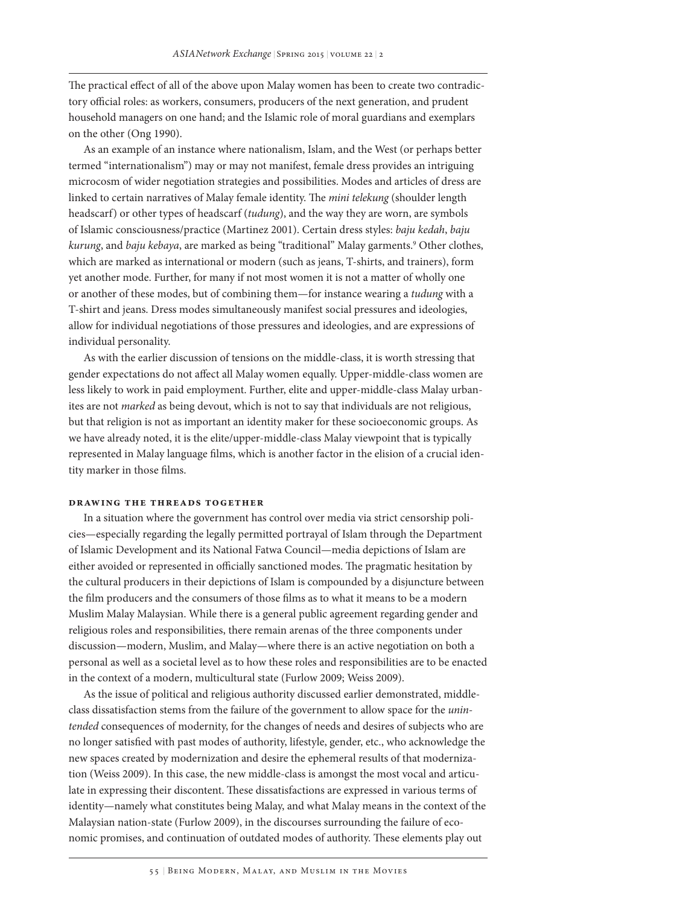The practical effect of all of the above upon Malay women has been to create two contradictory official roles: as workers, consumers, producers of the next generation, and prudent household managers on one hand; and the Islamic role of moral guardians and exemplars on the other (Ong 1990).

As an example of an instance where nationalism, Islam, and the West (or perhaps better termed "internationalism") may or may not manifest, female dress provides an intriguing microcosm of wider negotiation strategies and possibilities. Modes and articles of dress are linked to certain narratives of Malay female identity. The *mini telekung* (shoulder length headscarf) or other types of headscarf (*tudung*), and the way they are worn, are symbols of Islamic consciousness/practice (Martinez 2001). Certain dress styles: *baju kedah*, *baju kurung*, and *baju kebaya*, are marked as being "traditional" Malay garments.[9] Other clothes, which are marked as international or modern (such as jeans, T-shirts, and trainers), form yet another mode. Further, for many if not most women it is not a matter of wholly one or another of these modes, but of combining them—for instance wearing a *tudung* with a T-shirt and jeans. Dress modes simultaneously manifest social pressures and ideologies, allow for individual negotiations of those pressures and ideologies, and are expressions of individual personality.

As with the earlier discussion of tensions on the middle-class, it is worth stressing that gender expectations do not affect all Malay women equally. Upper-middle-class women are less likely to work in paid employment. Further, elite and upper-middle-class Malay urbanites are not *marked* as being devout, which is not to say that individuals are not religious, but that religion is not as important an identity maker for these socioeconomic groups. As we have already noted, it is the elite/upper-middle-class Malay viewpoint that is typically represented in Malay language films, which is another factor in the elision of a crucial identity marker in those films.

## Drawing the Threads Together

In a situation where the government has control over media via strict censorship policies—especially regarding the legally permitted portrayal of Islam through the Department of Islamic Development and its National Fatwa Council—media depictions of Islam are either avoided or represented in officially sanctioned modes. The pragmatic hesitation by the cultural producers in their depictions of Islam is compounded by a disjuncture between the film producers and the consumers of those films as to what it means to be a modern Muslim Malay Malaysian. While there is a general public agreement regarding gender and religious roles and responsibilities, there remain arenas of the three components under discussion—modern, Muslim, and Malay—where there is an active negotiation on both a personal as well as a societal level as to how these roles and responsibilities are to be enacted in the context of a modern, multicultural state (Furlow 2009; Weiss 2009).

As the issue of political and religious authority discussed earlier demonstrated, middle-class dissatisfaction stems from the failure of the government to allow space for the *unintended* consequences of modernity, for the changes of needs and desires of subjects who are no longer satisfied with past modes of authority, lifestyle, gender, etc., who acknowledge the new spaces created by modernization and desire the ephemeral results of that modernization (Weiss 2009). In this case, the new middle-class is amongst the most vocal and articulate in expressing their discontent. These dissatisfactions are expressed in various terms of identity—namely what constitutes being Malay, and what Malay means in the context of the Malaysian nation-state (Furlow 2009), in the discourses surrounding the failure of economic promises, and continuation of outdated modes of authority. These elements play out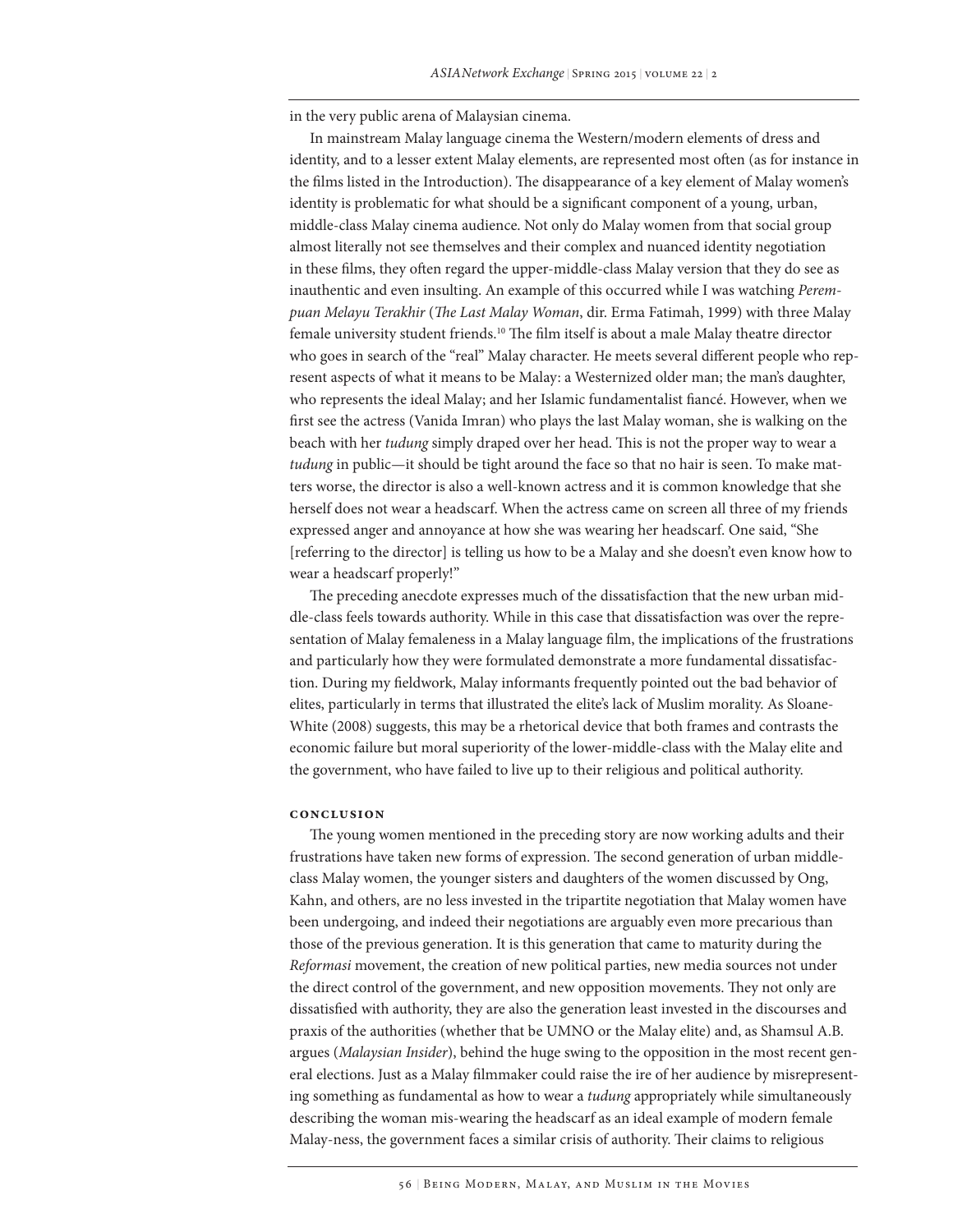in the very public arena of Malaysian cinema.

In mainstream Malay language cinema the Western/modern elements of dress and identity, and to a lesser extent Malay elements, are represented most often (as for instance in the films listed in the Introduction). The disappearance of a key element of Malay women's identity is problematic for what should be a significant component of a young, urban, middle-class Malay cinema audience. Not only do Malay women from that social group almost literally not see themselves and their complex and nuanced identity negotiation in these films, they often regard the upper-middle-class Malay version that they do see as inauthentic and even insulting. An example of this occurred while I was watching *Perempuan Melayu Terakhir* (*The Last Malay Woman*, dir. Erma Fatimah, 1999) with three Malay female university student friends.[10] The film itself is about a male Malay theatre director who goes in search of the "real" Malay character. He meets several different people who represent aspects of what it means to be Malay: a Westernized older man; the man's daughter, who represents the ideal Malay; and her Islamic fundamentalist fiancé. However, when we first see the actress (Vanida Imran) who plays the last Malay woman, she is walking on the beach with her *tudung* simply draped over her head. This is not the proper way to wear a *tudung* in public—it should be tight around the face so that no hair is seen. To make matters worse, the director is also a well-known actress and it is common knowledge that she herself does not wear a headscarf. When the actress came on screen all three of my friends expressed anger and annoyance at how she was wearing her headscarf. One said, "She [referring to the director] is telling us how to be a Malay and she doesn't even know how to wear a headscarf properly!"

The preceding anecdote expresses much of the dissatisfaction that the new urban middle-class feels towards authority. While in this case that dissatisfaction was over the representation of Malay femaleness in a Malay language film, the implications of the frustrations and particularly how they were formulated demonstrate a more fundamental dissatisfaction. During my fieldwork, Malay informants frequently pointed out the bad behavior of elites, particularly in terms that illustrated the elite's lack of Muslim morality. As Sloane-White (2008) suggests, this may be a rhetorical device that both frames and contrasts the economic failure but moral superiority of the lower-middle-class with the Malay elite and the government, who have failed to live up to their religious and political authority.

## Conclusion

The young women mentioned in the preceding story are now working adults and their frustrations have taken new forms of expression. The second generation of urban middle-class Malay women, the younger sisters and daughters of the women discussed by Ong, Kahn, and others, are no less invested in the tripartite negotiation that Malay women have been undergoing, and indeed their negotiations are arguably even more precarious than those of the previous generation. It is this generation that came to maturity during the *Reformasi* movement, the creation of new political parties, new media sources not under the direct control of the government, and new opposition movements. They not only are dissatisfied with authority, they are also the generation least invested in the discourses and praxis of the authorities (whether that be UMNO or the Malay elite) and, as Shamsul A.B. argues (*Malaysian Insider*), behind the huge swing to the opposition in the most recent general elections. Just as a Malay filmmaker could raise the ire of her audience by misrepresenting something as fundamental as how to wear a *tudung* appropriately while simultaneously describing the woman mis-wearing the headscarf as an ideal example of modern female Malay-ness, the government faces a similar crisis of authority. Their claims to religious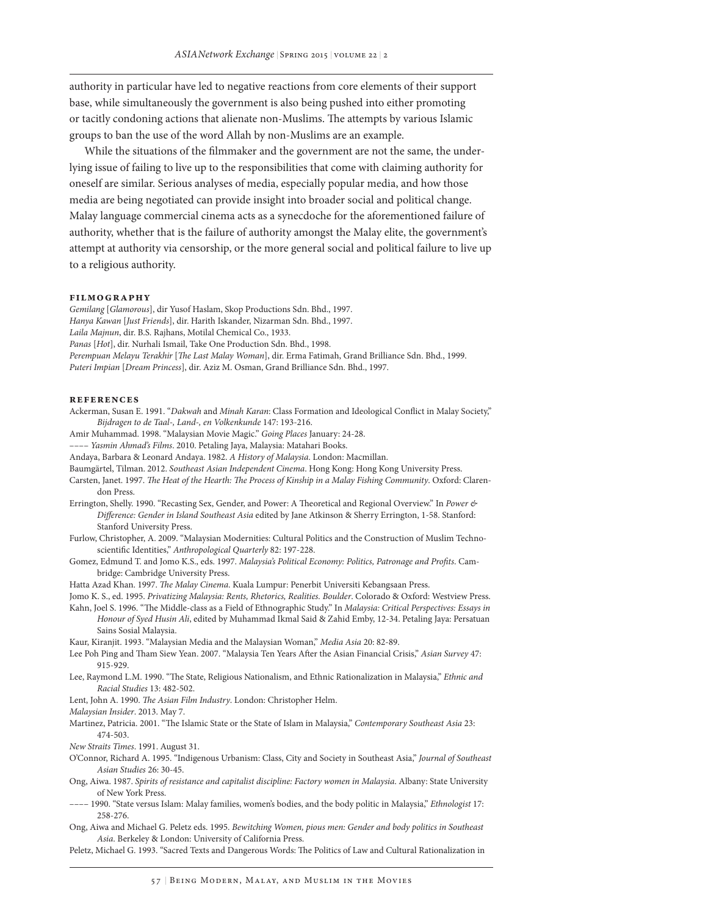authority in particular have led to negative reactions from core elements of their support base, while simultaneously the government is also being pushed into either promoting or tacitly condoning actions that alienate non-Muslims. The attempts by various Islamic groups to ban the use of the word Allah by non-Muslims are an example.

While the situations of the filmmaker and the government are not the same, the underlying issue of failing to live up to the responsibilities that come with claiming authority for oneself are similar. Serious analyses of media, especially popular media, and how those media are being negotiated can provide insight into broader social and political change. Malay language commercial cinema acts as a synecdoche for the aforementioned failure of authority, whether that is the failure of authority amongst the Malay elite, the government's attempt at authority via censorship, or the more general social and political failure to live up to a religious authority.

## Filmography

*Gemilang* [*Glamorous*], dir Yusof Haslam, Skop Productions Sdn. Bhd., 1997.
*Hanya Kawan* [*Just Friends*], dir. Harith Iskander, Nizarman Sdn. Bhd., 1997.
*Laila Majnun*, dir. B.S. Rajhans, Motilal Chemical Co., 1933.
*Panas* [*Hot*], dir. Nurhali Ismail, Take One Production Sdn. Bhd., 1998.
*Perempuan Melayu Terakhir* [*The Last Malay Woman*], dir. Erma Fatimah, Grand Brilliance Sdn. Bhd., 1999.
*Puteri Impian* [*Dream Princess*], dir. Aziz M. Osman, Grand Brilliance Sdn. Bhd., 1997.

## References

Ackerman, Susan E. 1991. "*Dakwah* and *Minah Karan*: Class Formation and Ideological Conflict in Malay Society," *Bijdragen te de Taal-, Land-, en Volkenkunde* 147: 193-216.

Amir Muhammad. 1998. "Malaysian Movie Magic." *Going Places* January: 24-28.

–––– *Yasmin Ahmad's Films*. 2010. Petaling Jaya, Malaysia: Matahari Books.

Andaya, Barbara & Leonard Andaya. 1982. *A History of Malaysia*. London: Macmillan.

Baumgärtel, Tilman. 2012. *Southeast Asian Independent Cinema*. Hong Kong: Hong Kong University Press.

Carsten, Janet. 1997. *The Heat of the Hearth: The Process of Kinship in a Malay Fishing Community*. Oxford: Clarendon Press.

Errington, Shelly. 1990. "Recasting Sex, Gender, and Power: A Theoretical and Regional Overview." In *Power & Difference: Gender in Island Southeast Asia* edited by Jane Atkinson & Sherry Errington, 1-58. Stanford: Stanford University Press.

Furlow, Christopher, A. 2009. "Malaysian Modernities: Cultural Politics and the Construction of Muslim Technoscientific Identities," *Anthropological Quarterly* 82: 197-228.

Gomez, Edmund T. and Jomo K.S., eds. 1997. *Malaysia's Political Economy: Politics, Patronage and Profits*. Cambridge: Cambridge University Press.

Hatta Azad Khan. 1997. *The Malay Cinema*. Kuala Lumpur: Penerbit Universiti Kebangsaan Press.

Jomo K. S., ed. 1995. *Privatizing Malaysia: Rents, Rhetorics, Realities. Boulder*. Colorado & Oxford: Westview Press.

Kahn, Joel S. 1996. "The Middle-class as a Field of Ethnographic Study." In *Malaysia: Critical Perspectives: Essays in Honour of Syed Husin Ali*, edited by Muhammad Ikmal Said & Zahid Emby, 12-34. Petaling Jaya: Persatuan Sains Sosial Malaysia.

Kaur, Kiranjit. 1993. "Malaysian Media and the Malaysian Woman," *Media Asia* 20: 82-89.

Lee Poh Ping and Tham Siew Yean. 2007. "Malaysia Ten Years After the Asian Financial Crisis," *Asian Survey* 47: 915-929.

Lee, Raymond L.M. 1990. "The State, Religious Nationalism, and Ethnic Rationalization in Malaysia," *Ethnic and Racial Studies* 13: 482-502.

Lent, John A. 1990. *The Asian Film Industry*. London: Christopher Helm.

*Malaysian Insider*. 2013. May 7.

Martinez, Patricia. 2001. "The Islamic State or the State of Islam in Malaysia," *Contemporary Southeast Asia* 23: 474-503.

*New Straits Times*. 1991. August 31.

O'Connor, Richard A. 1995. "Indigenous Urbanism: Class, City and Society in Southeast Asia," *Journal of Southeast Asian Studies* 26: 30-45.

Ong, Aiwa. 1987. *Spirits of resistance and capitalist discipline: Factory women in Malaysia*. Albany: State University of New York Press.

–––– 1990. "State versus Islam: Malay families, women's bodies, and the body politic in Malaysia," *Ethnologist* 17: 258-276.

Ong, Aiwa and Michael G. Peletz eds. 1995. *Bewitching Women, pious men: Gender and body politics in Southeast Asia*. Berkeley & London: University of California Press.

Peletz, Michael G. 1993. "Sacred Texts and Dangerous Words: The Politics of Law and Cultural Rationalization in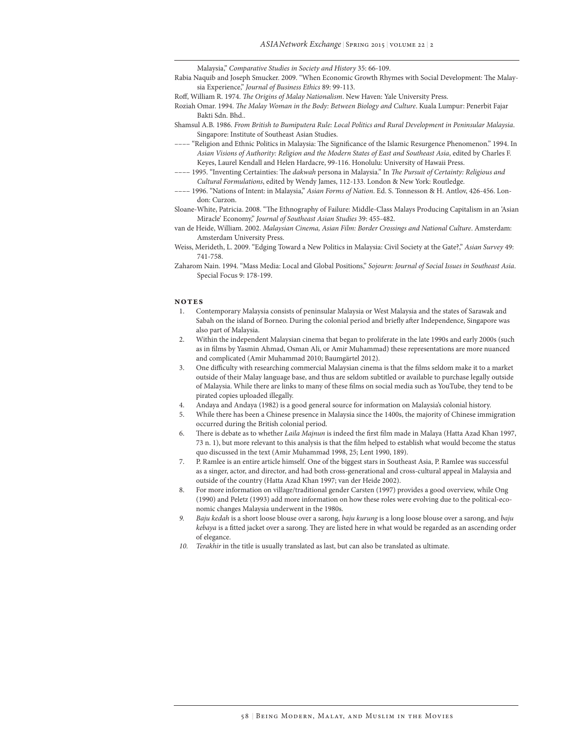Malaysia," *Comparative Studies in Society and History* 35: 66-109.

Rabia Naquib and Joseph Smucker. 2009. "When Economic Growth Rhymes with Social Development: The Malaysia Experience," *Journal of Business Ethics* 89: 99-113.

Roff, William R. 1974. *The Origins of Malay Nationalism*. New Haven: Yale University Press.

Roziah Omar. 1994. *The Malay Woman in the Body: Between Biology and Culture*. Kuala Lumpur: Penerbit Fajar Bakti Sdn. Bhd..

Shamsul A.B. 1986. *From British to Bumiputera Rule: Local Politics and Rural Development in Peninsular Malaysia*. Singapore: Institute of Southeast Asian Studies.

–––– "Religion and Ethnic Politics in Malaysia: The Significance of the Islamic Resurgence Phenomenon." 1994. In *Asian Visions of Authority: Religion and the Modern States of East and Southeast Asia*, edited by Charles F. Keyes, Laurel Kendall and Helen Hardacre, 99-116. Honolulu: University of Hawaii Press.

–––– 1995. "Inventing Certainties: The *dakwah* persona in Malaysia." In *The Pursuit of Certainty: Religious and Cultural Formulations*, edited by Wendy James, 112-133. London & New York: Routledge.

–––– 1996. "Nations of Intent: in Malaysia," *Asian Forms of Nation*. Ed. S. Tonnesson & H. Antlov, 426-456. London: Curzon.

Sloane-White, Patricia. 2008. "The Ethnography of Failure: Middle-Class Malays Producing Capitalism in an 'Asian Miracle' Economy," *Journal of Southeast Asian Studies* 39: 455-482.

van de Heide, William. 2002. *Malaysian Cinema, Asian Film: Border Crossings and National Culture*. Amsterdam: Amsterdam University Press.

Weiss, Merideth, L. 2009. "Edging Toward a New Politics in Malaysia: Civil Society at the Gate?," *Asian Survey* 49: 741-758.

Zaharom Nain. 1994. "Mass Media: Local and Global Positions," *Sojourn: Journal of Social Issues in Southeast Asia*. Special Focus 9: 178-199.

## NOTES

1. Contemporary Malaysia consists of peninsular Malaysia or West Malaysia and the states of Sarawak and Sabah on the island of Borneo. During the colonial period and briefly after Independence, Singapore was also part of Malaysia.
2. Within the independent Malaysian cinema that began to proliferate in the late 1990s and early 2000s (such as in films by Yasmin Ahmad, Osman Ali, or Amir Muhammad) these representations are more nuanced and complicated (Amir Muhammad 2010; Baumgärtel 2012).
3. One difficulty with researching commercial Malaysian cinema is that the films seldom make it to a market outside of their Malay language base, and thus are seldom subtitled or available to purchase legally outside of Malaysia. While there are links to many of these films on social media such as YouTube, they tend to be pirated copies uploaded illegally.
4. Andaya and Andaya (1982) is a good general source for information on Malaysia's colonial history.
5. While there has been a Chinese presence in Malaysia since the 1400s, the majority of Chinese immigration occurred during the British colonial period.
6. There is debate as to whether *Laila Majnun* is indeed the first film made in Malaya (Hatta Azad Khan 1997, 73 n. 1), but more relevant to this analysis is that the film helped to establish what would become the status quo discussed in the text (Amir Muhammad 1998, 25; Lent 1990, 189).
7. P. Ramlee is an entire article himself. One of the biggest stars in Southeast Asia, P. Ramlee was successful as a singer, actor, and director, and had both cross-generational and cross-cultural appeal in Malaysia and outside of the country (Hatta Azad Khan 1997; van der Heide 2002).
8. For more information on village/traditional gender Carsten (1997) provides a good overview, while Ong (1990) and Peletz (1993) add more information on how these roles were evolving due to the political-economic changes Malaysia underwent in the 1980s.
9. *Baju kedah* is a short loose blouse over a sarong, *baju kurung* is a long loose blouse over a sarong, and *baju kebaya* is a fitted jacket over a sarong. They are listed here in what would be regarded as an ascending order of elegance.
10. *Terakhir* in the title is usually translated as last, but can also be translated as ultimate.